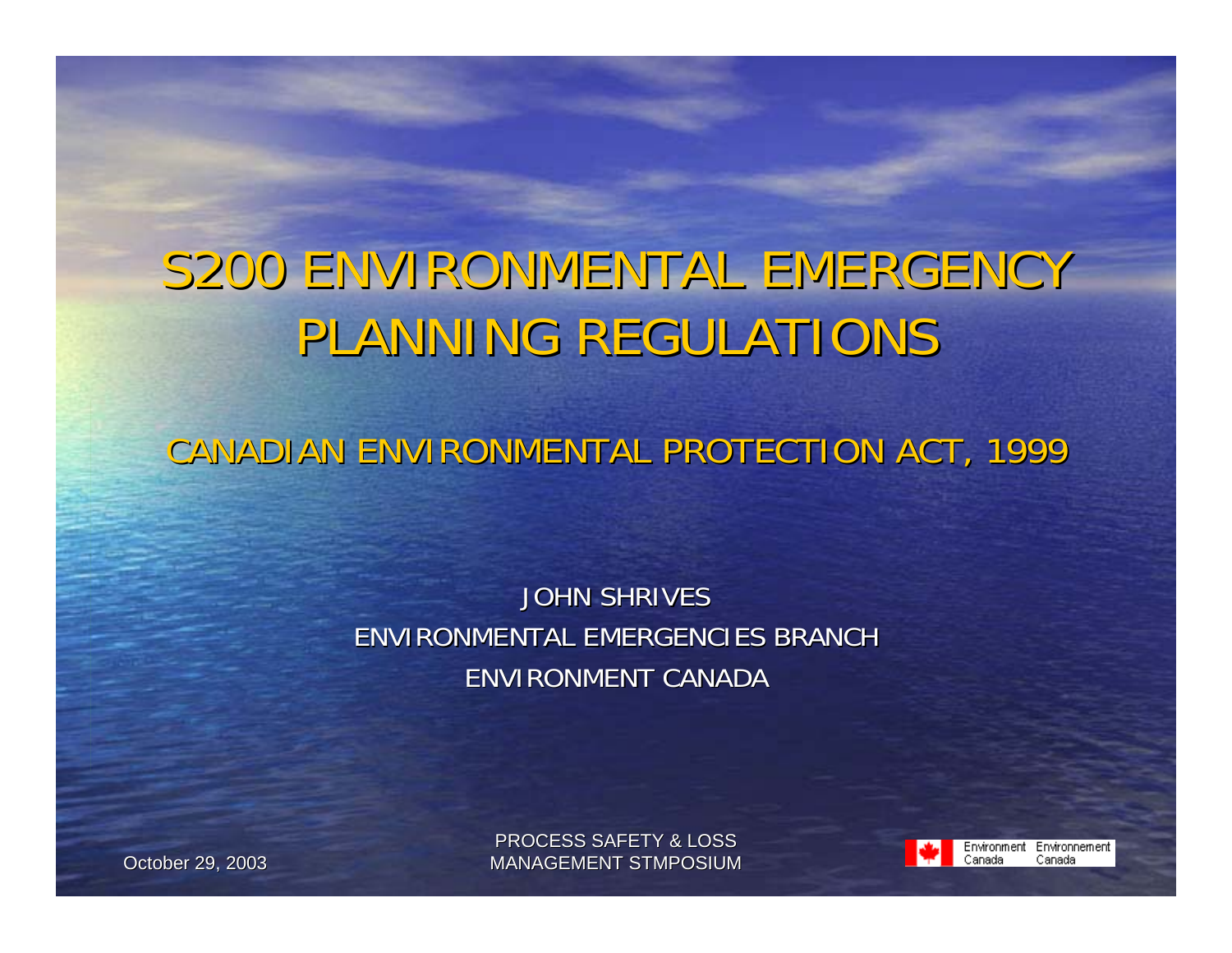# S200 ENVIRONMENTAL EMERGENCY PLANNING REGULATIONS

## CANADIAN ENVIRONMENTAL PROTECTION ACT, 1999

JOHN SHRIVES
ENVIRONMENTAL EMERGENCIES BRANCH
ENVIRONMENT CANADA

October 29, 2003

PROCESS SAFETY & LOSS MANAGEMENT STMPOSIUM

Environment Canada Environnement Canada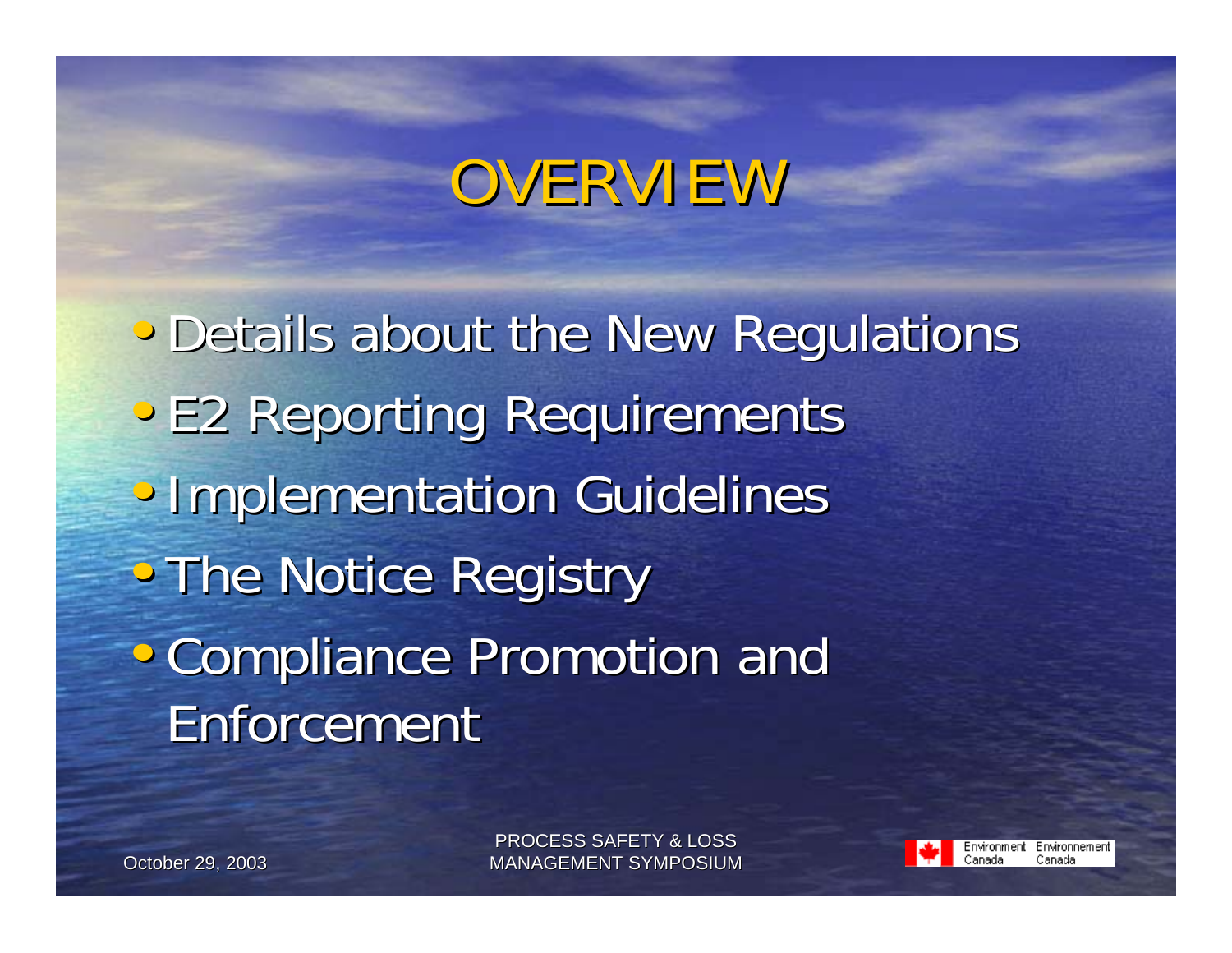# OVERVIEW

- Details about the New Regulations
- E2 Reporting Requirements
- Implementation Guidelines
- The Notice Registry
- Compliance Promotion and Enforcement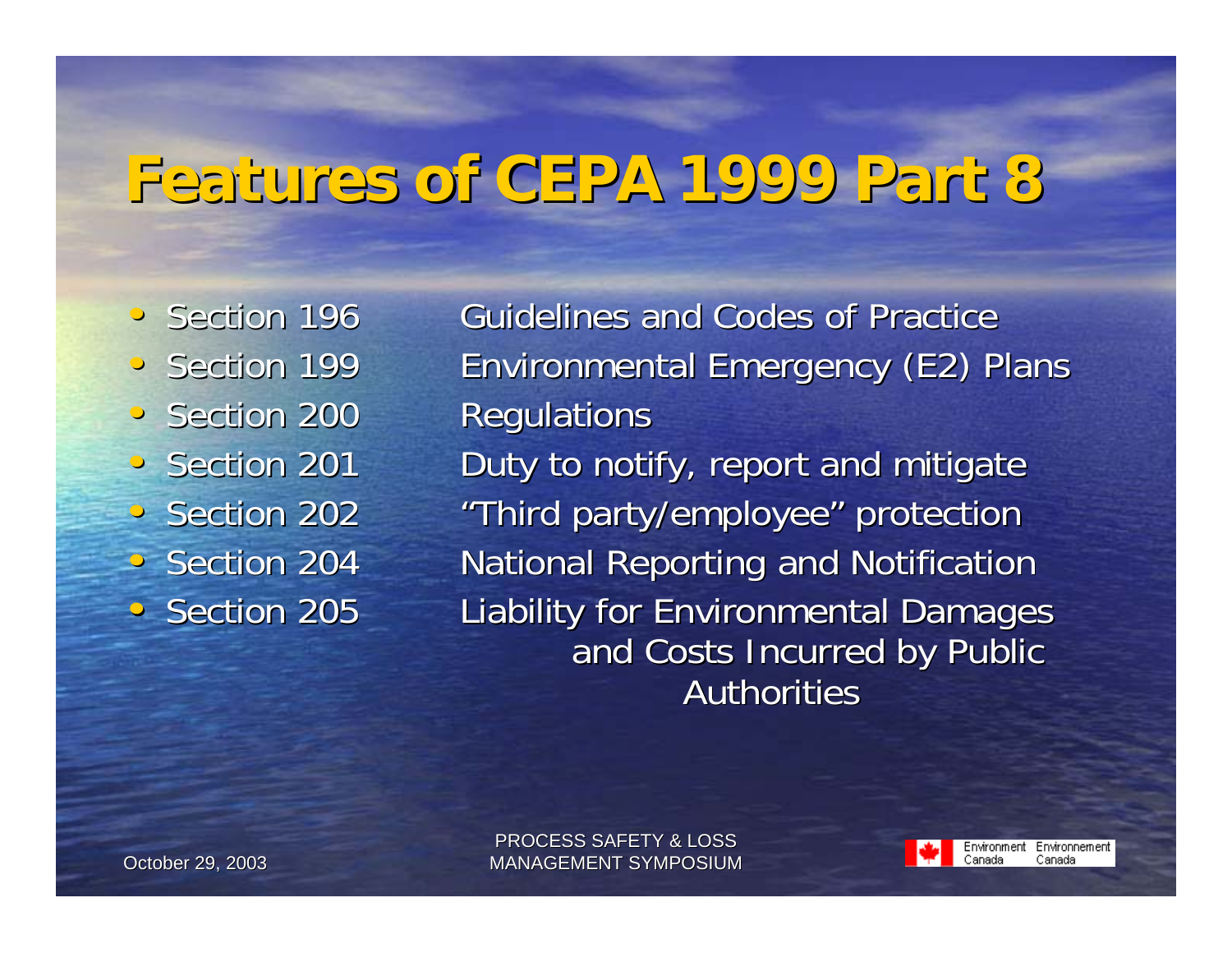# Features of CEPA 1999 Part 8

- Section 196 Guidelines and Codes of Practice
- Section 199 Environmental Emergency (E2) Plans
- Section 200 Regulations
- Section 201 Duty to notify, report and mitigate
- Section 202 "Third party/employee" protection
- Section 204 National Reporting and Notification
- Section 205 Liability for Environmental Damages and Costs Incurred by Public Authorities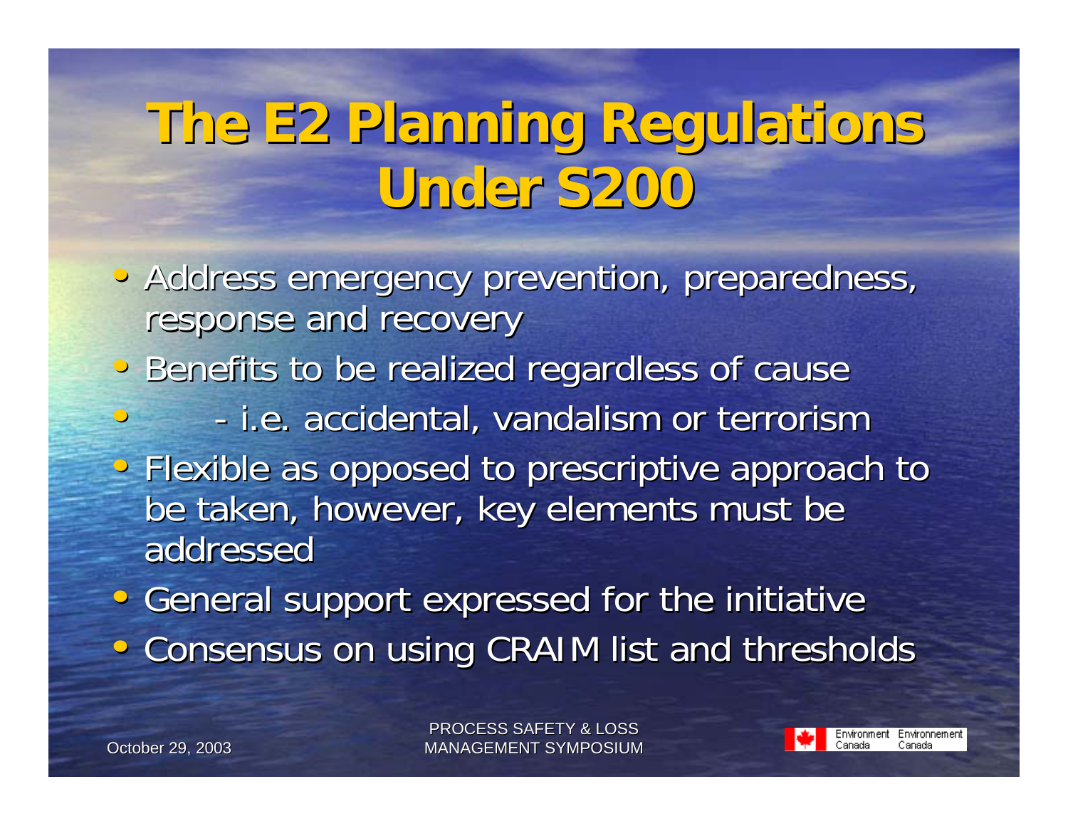# The E2 Planning Regulations Under S200

- Address emergency prevention, preparedness, response and recovery
- Benefits to be realized regardless of cause
- - i.e. accidental, vandalism or terrorism
- Flexible as opposed to prescriptive approach to be taken, however, key elements must be addressed
- General support expressed for the initiative
- Consensus on using CRAIM list and thresholds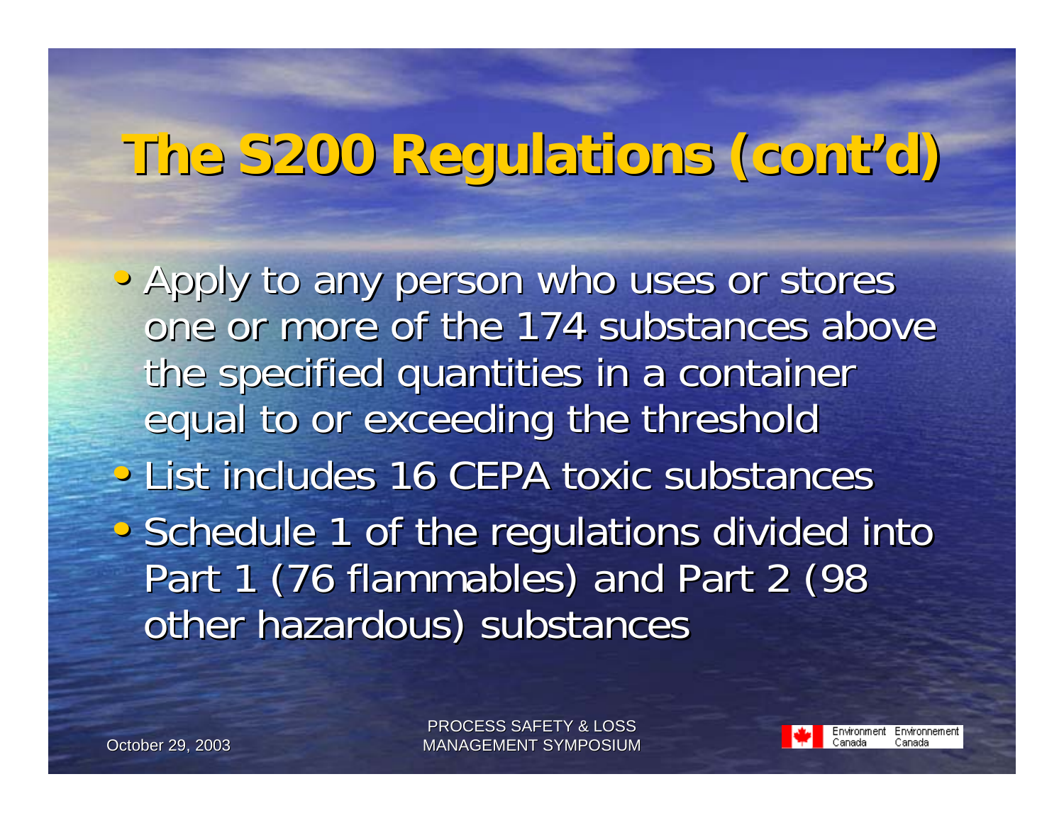# The S200 Regulations (cont'd)

- Apply to any person who uses or stores one or more of the 174 substances above the specified quantities in a container equal to or exceeding the threshold
- List includes 16 CEPA toxic substances
- Schedule 1 of the regulations divided into Part 1 (76 flammables) and Part 2 (98 other hazardous) substances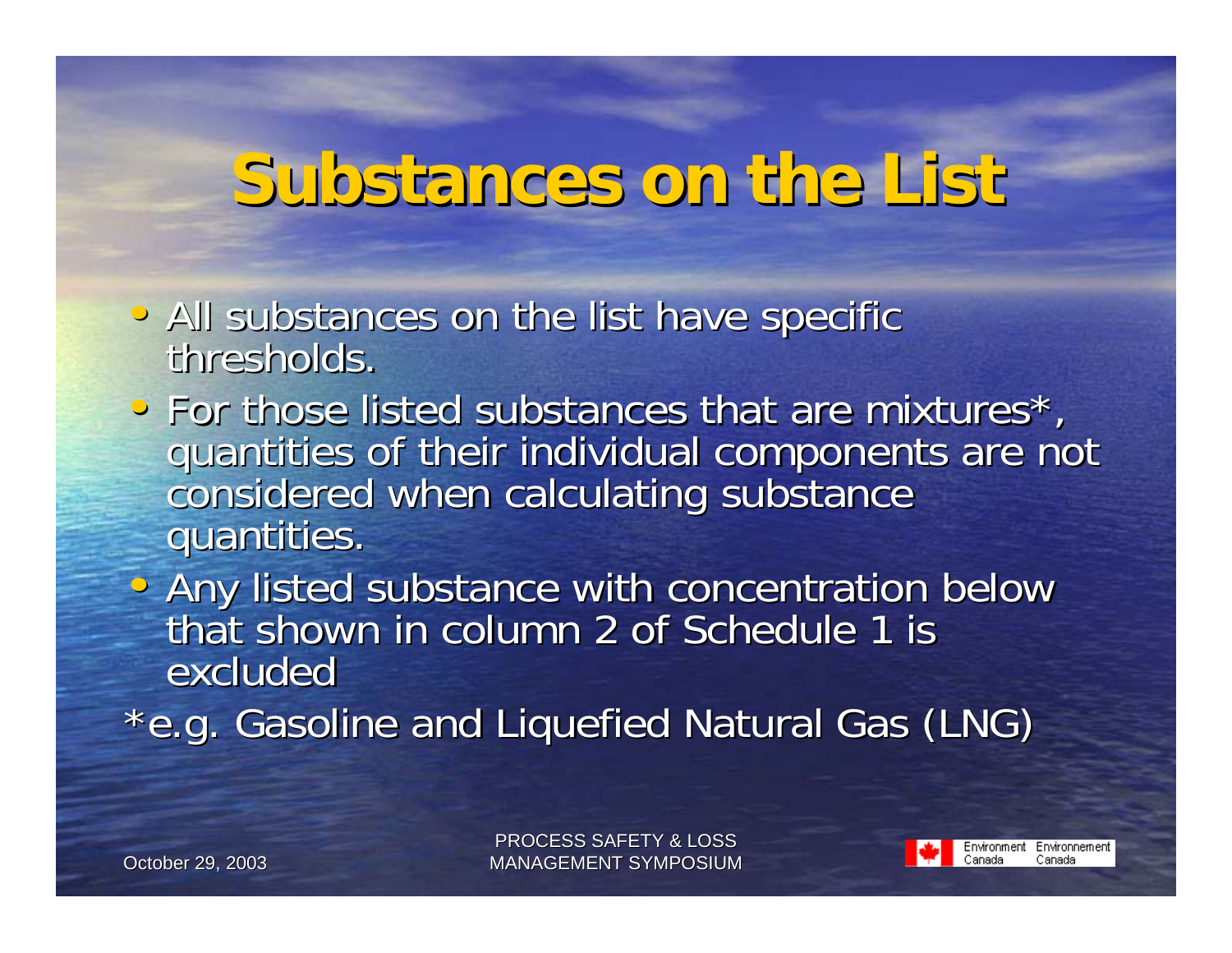# Substances on the List

- All substances on the list have specific thresholds.
- For those listed substances that are mixtures*, quantities of their individual components are not considered when calculating substance quantities.
- Any listed substance with concentration below that shown in column 2 of Schedule 1 is excluded

*e.g. Gasoline and Liquefied Natural Gas (LNG)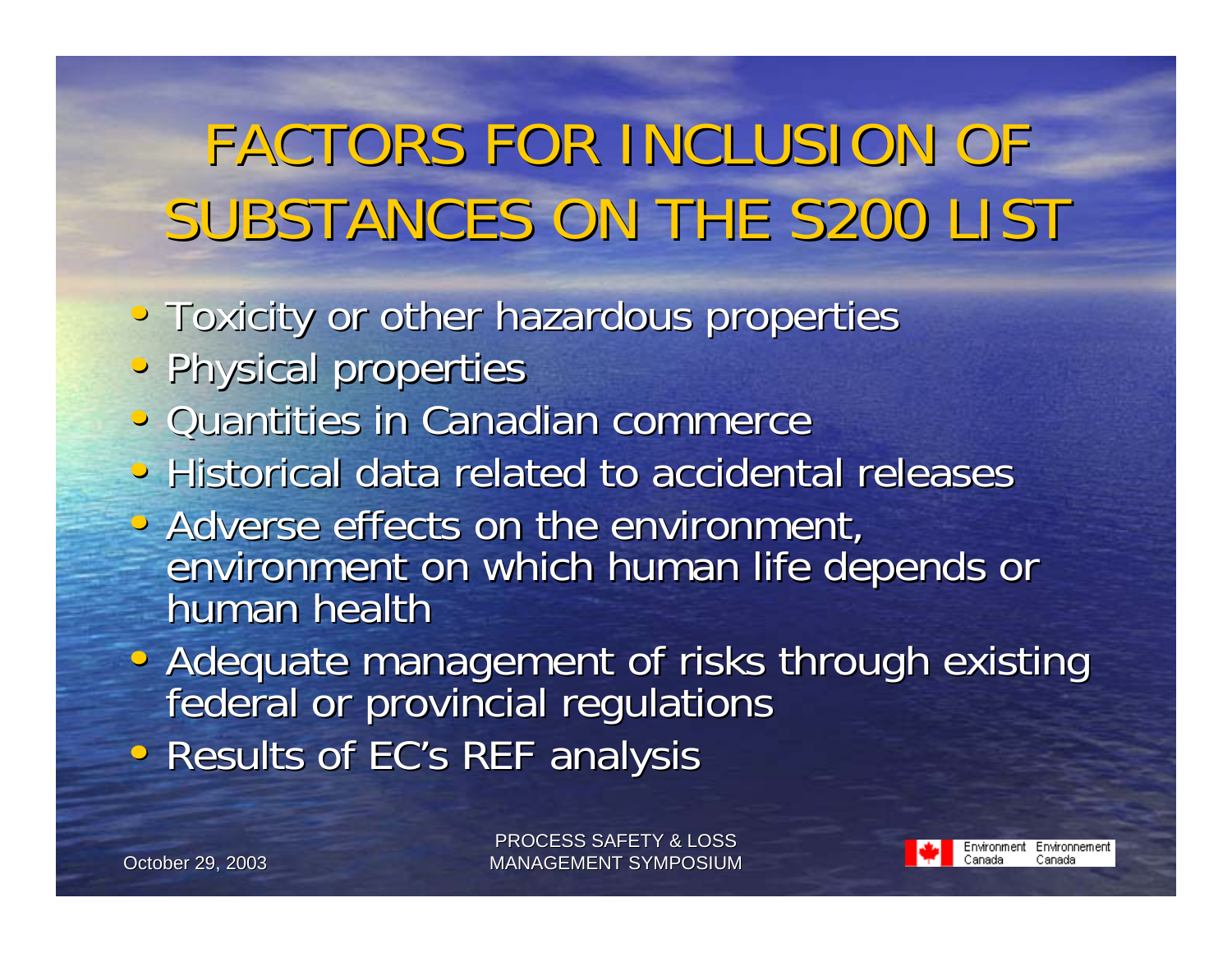# FACTORS FOR INCLUSION OF SUBSTANCES ON THE S200 LIST

- Toxicity or other hazardous properties
- Physical properties
- Quantities in Canadian commerce
- Historical data related to accidental releases
- Adverse effects on the environment, environment on which human life depends or human health
- Adequate management of risks through existing federal or provincial regulations
- Results of EC's REF analysis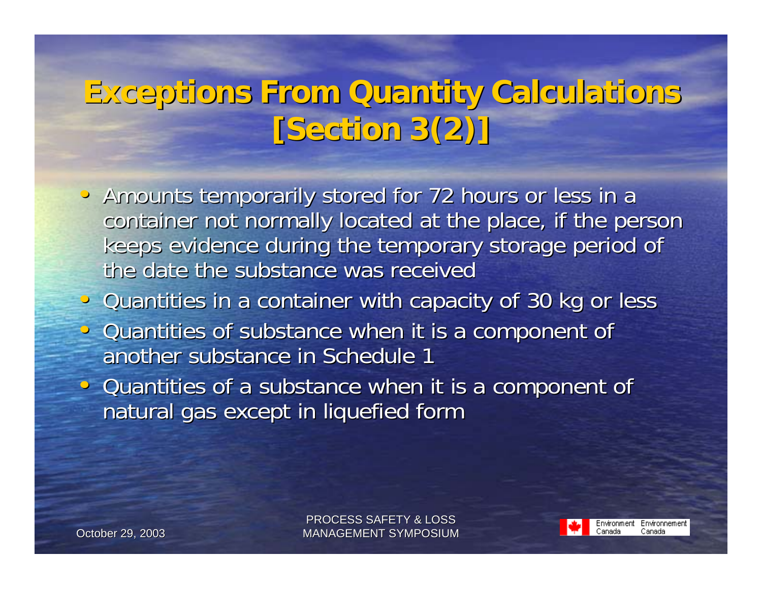# Exceptions From Quantity Calculations [Section 3(2)]

- Amounts temporarily stored for 72 hours or less in a container not normally located at the place, if the person keeps evidence during the temporary storage period of the date the substance was received
- Quantities in a container with capacity of 30 kg or less
- Quantities of substance when it is a component of another substance in Schedule 1
- Quantities of a substance when it is a component of natural gas except in liquefied form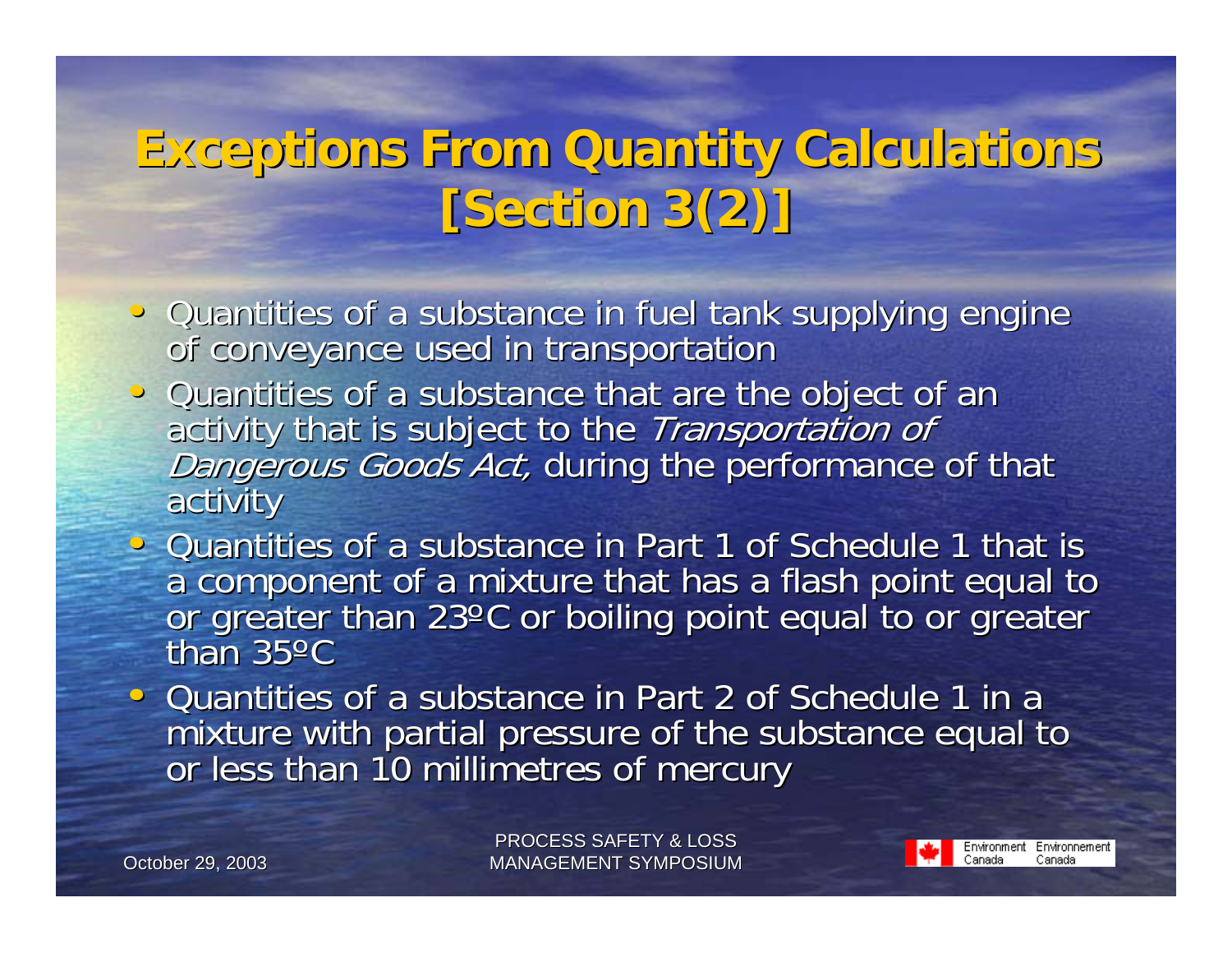# Exceptions From Quantity Calculations [Section 3(2)]

- Quantities of a substance in fuel tank supplying engine of conveyance used in transportation
- Quantities of a substance that are the object of an activity that is subject to the *Transportation of Dangerous Goods Act,* during the performance of that activity
- Quantities of a substance in Part 1 of Schedule 1 that is a component of a mixture that has a flash point equal to or greater than 23ºC or boiling point equal to or greater than 35ºC
- Quantities of a substance in Part 2 of Schedule 1 in a mixture with partial pressure of the substance equal to or less than 10 millimetres of mercury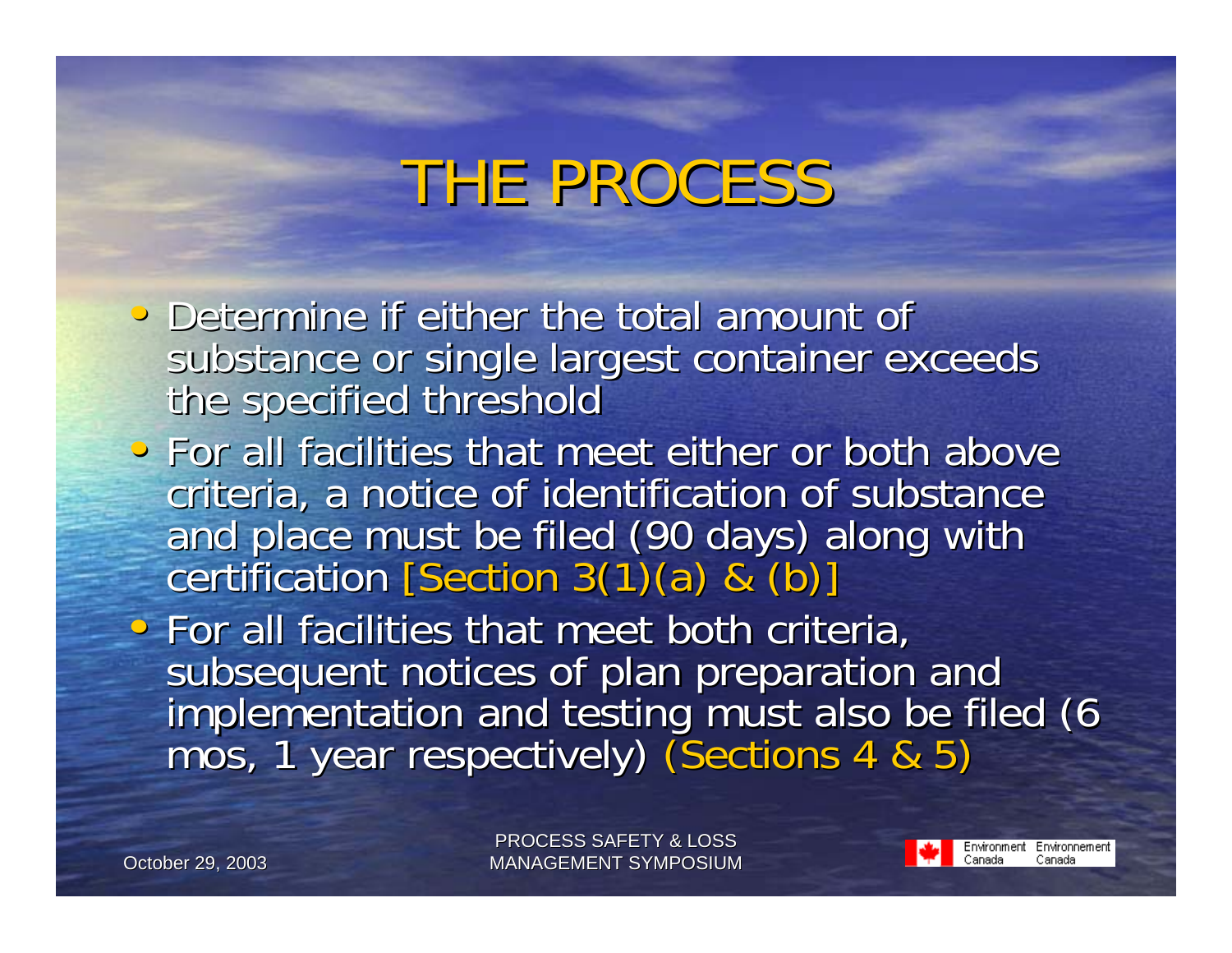# THE PROCESS

- Determine if either the total amount of substance or single largest container exceeds the specified threshold
- For all facilities that meet either or both above criteria, a notice of identification of substance and place must be filed (90 days) along with certification [Section 3(1)(a) & (b)]
- For all facilities that meet both criteria, subsequent notices of plan preparation and implementation and testing must also be filed (6 mos, 1 year respectively) (Sections 4 & 5)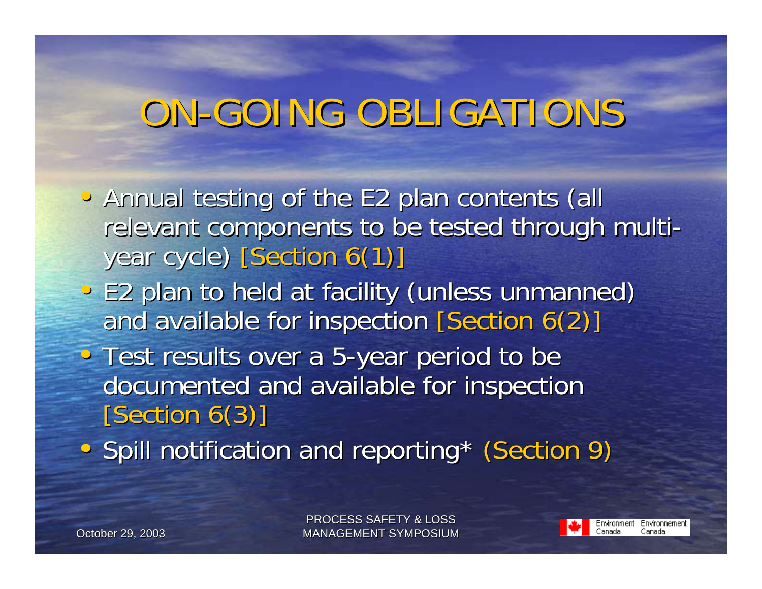# ON-GOING OBLIGATIONS

- Annual testing of the E2 plan contents (all relevant components to be tested through multi-year cycle) [Section 6(1)]
- E2 plan to held at facility (unless unmanned) and available for inspection [Section 6(2)]
- Test results over a 5-year period to be documented and available for inspection [Section 6(3)]
- Spill notification and reporting* (Section 9)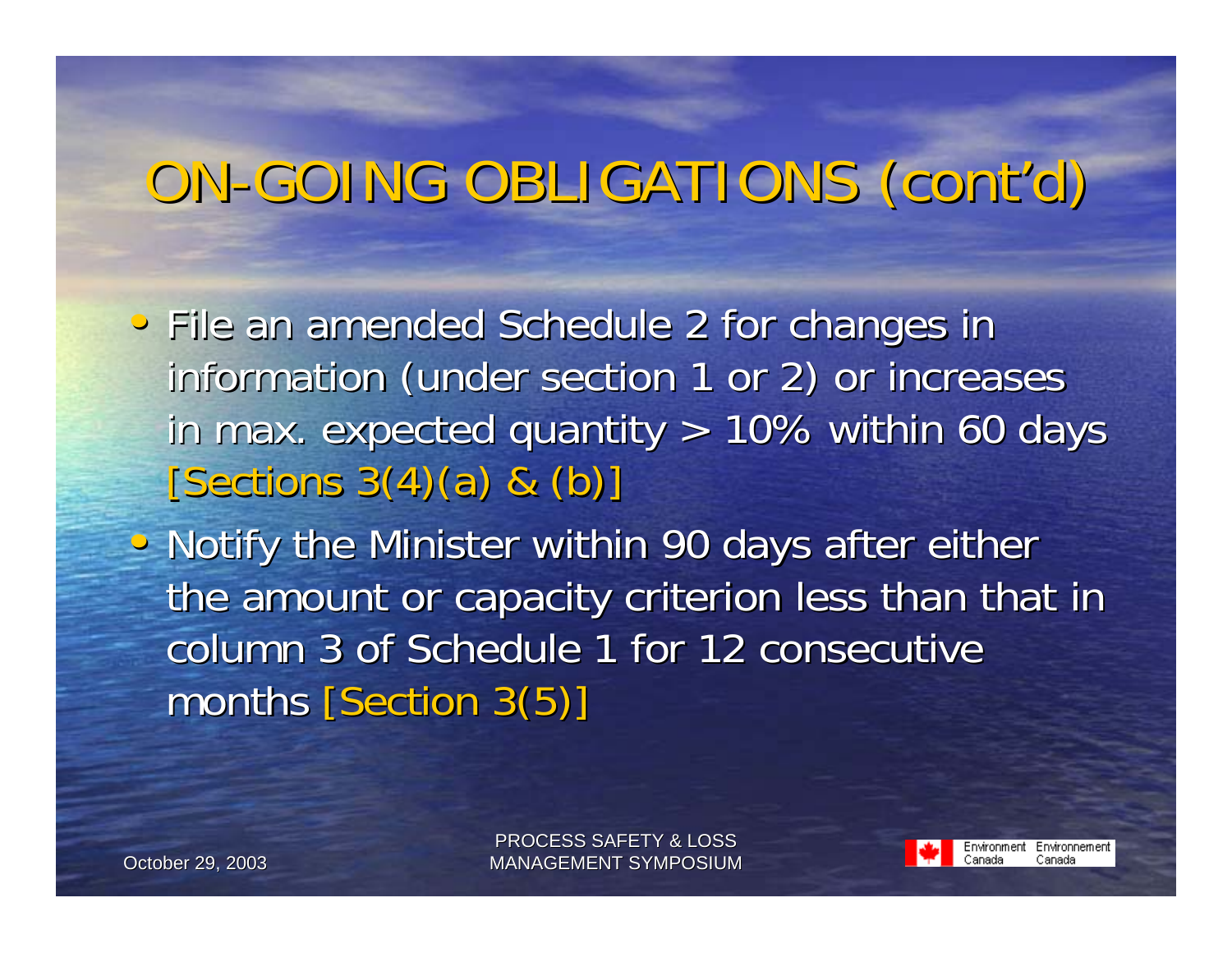# ON-GOING OBLIGATIONS (cont'd)

- File an amended Schedule 2 for changes in information (under section 1 or 2) or increases in max. expected quantity > 10% within 60 days [Sections 3(4)(a) & (b)]
- Notify the Minister within 90 days after either the amount or capacity criterion less than that in column 3 of Schedule 1 for 12 consecutive months [Section 3(5)]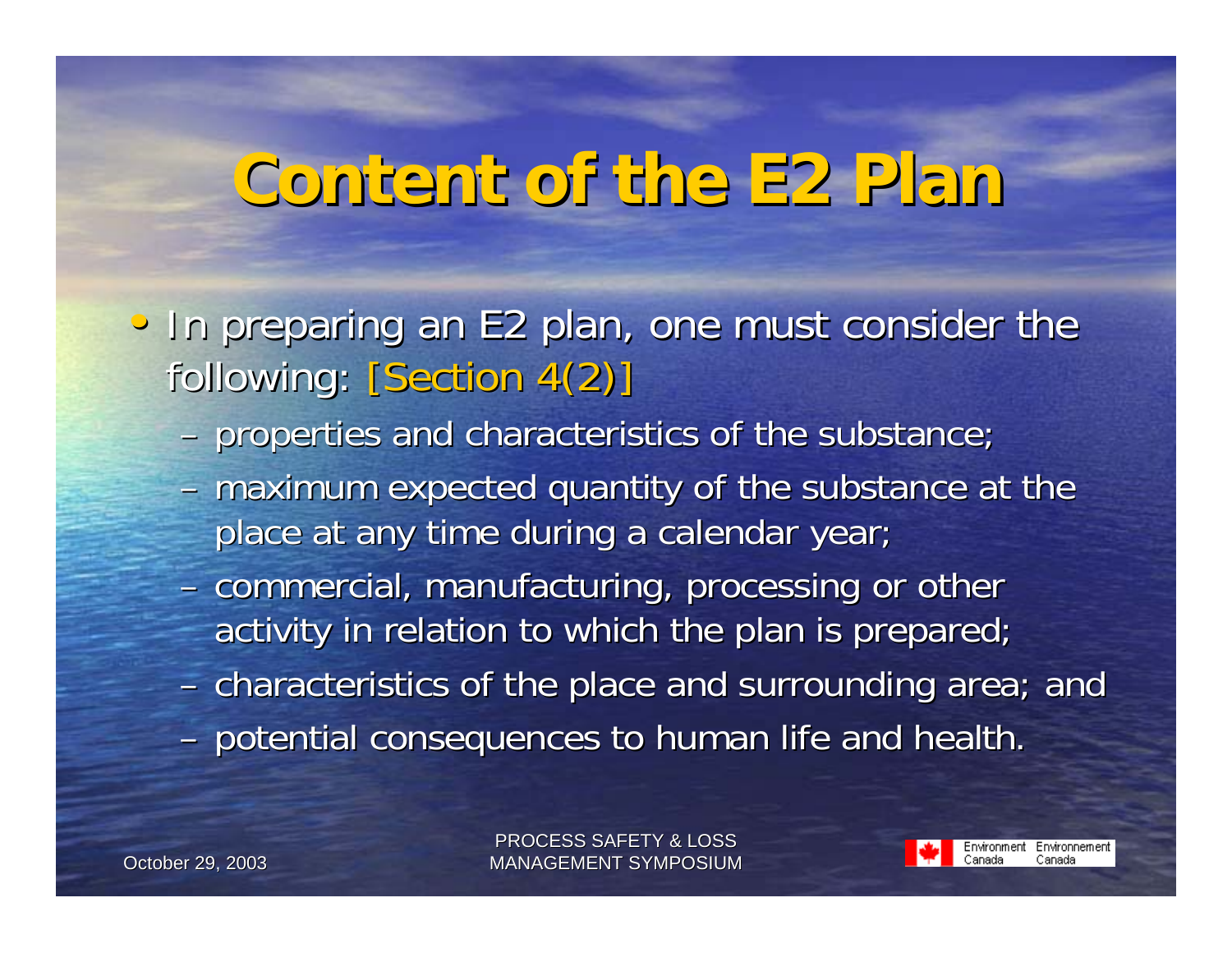# Content of the E2 Plan

- In preparing an E2 plan, one must consider the following: [Section 4(2)]
  - properties and characteristics of the substance;
  - maximum expected quantity of the substance at the place at any time during a calendar year;
  - commercial, manufacturing, processing or other activity in relation to which the plan is prepared;
  - characteristics of the place and surrounding area; and
  - potential consequences to human life and health.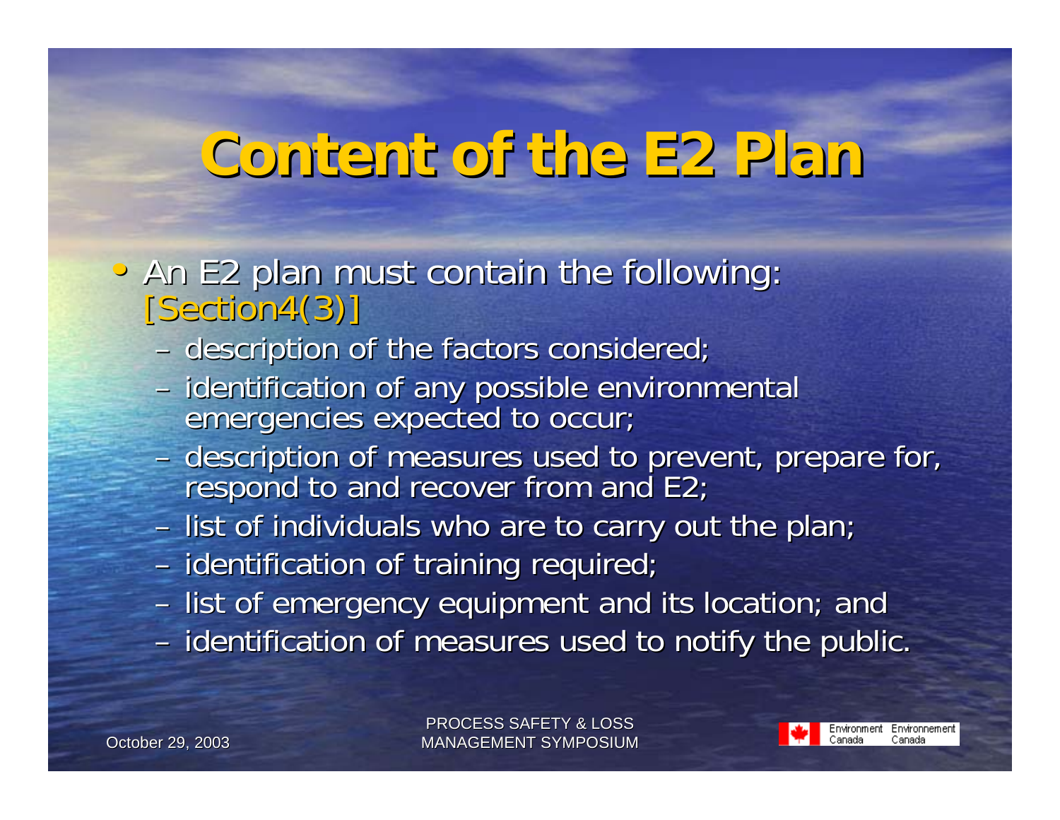# Content of the E2 Plan

- An E2 plan must contain the following: [Section4(3)]
  - description of the factors considered;
  - identification of any possible environmental emergencies expected to occur;
  - description of measures used to prevent, prepare for, respond to and recover from and E2;
  - list of individuals who are to carry out the plan;
  - identification of training required;
  - list of emergency equipment and its location; and
  - identification of measures used to notify the public.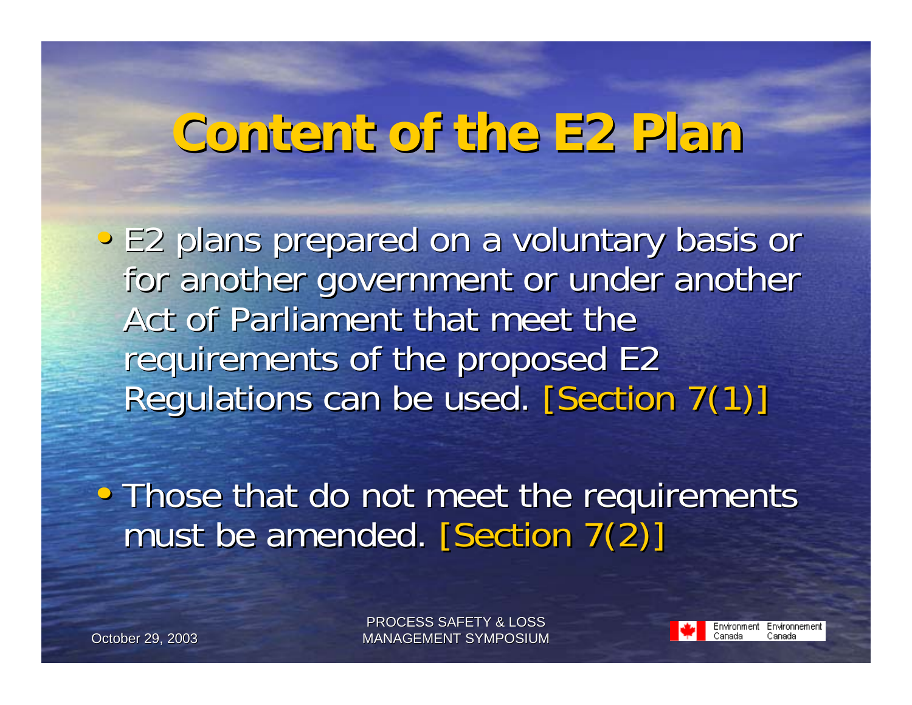# Content of the E2 Plan

- E2 plans prepared on a voluntary basis or for another government or under another Act of Parliament that meet the requirements of the proposed E2 Regulations can be used. [Section 7(1)]

- Those that do not meet the requirements must be amended. [Section 7(2)]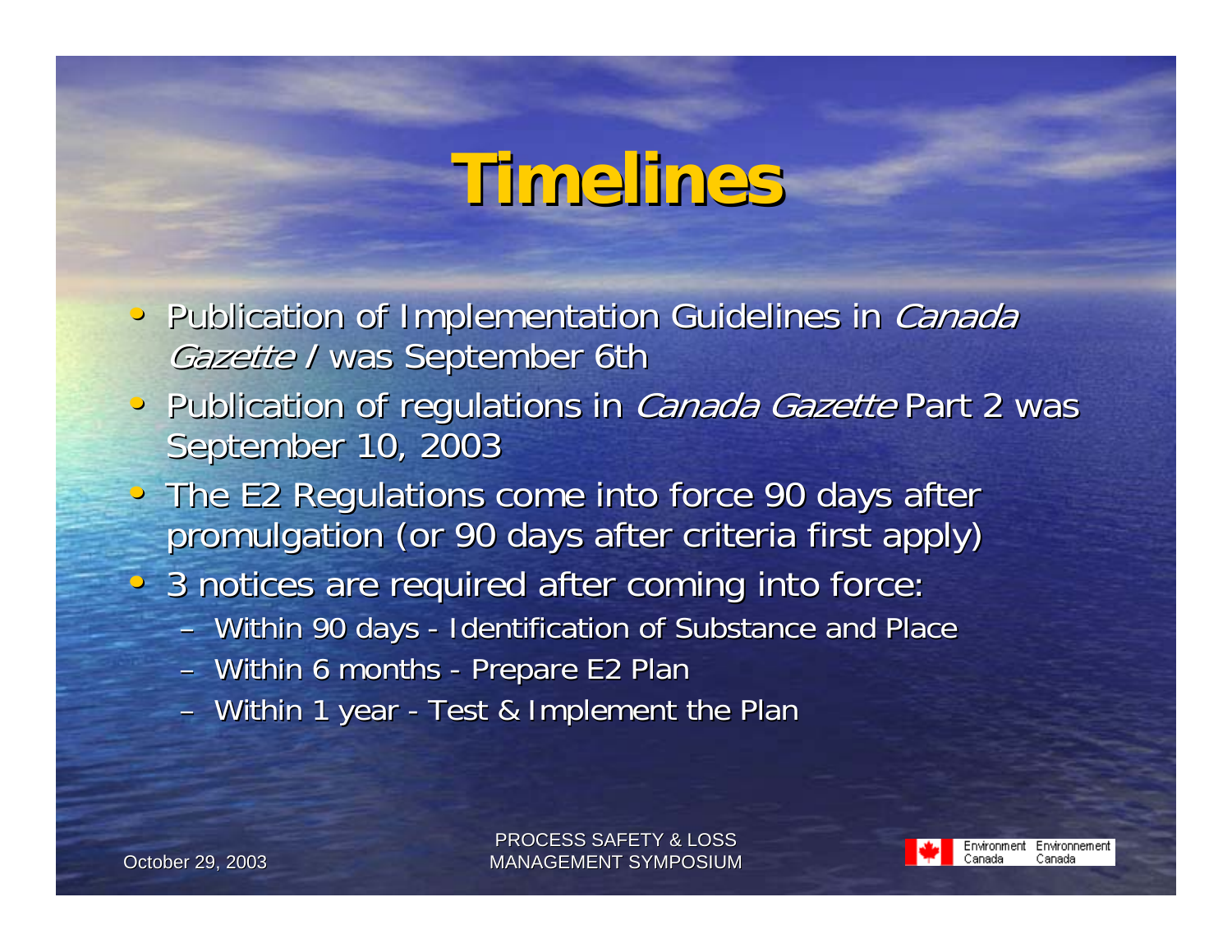# Timelines

- Publication of Implementation Guidelines in *Canada Gazette I* was September 6th
- Publication of regulations in *Canada Gazette* Part 2 was September 10, 2003
- The E2 Regulations come into force 90 days after promulgation (or 90 days after criteria first apply)
- 3 notices are required after coming into force:
  - Within 90 days - Identification of Substance and Place
  - Within 6 months - Prepare E2 Plan
  - Within 1 year - Test & Implement the Plan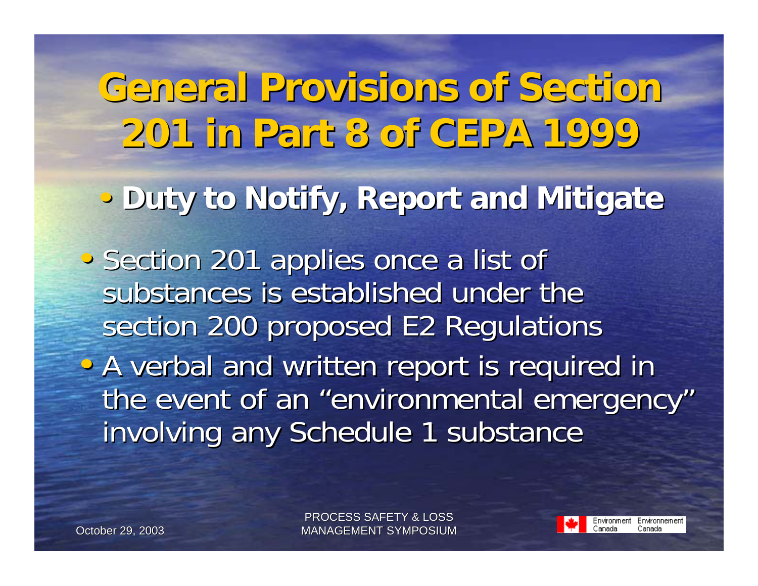# General Provisions of Section 201 in Part 8 of CEPA 1999

- **Duty to Notify, Report and Mitigate**
- Section 201 applies once a list of substances is established under the section 200 proposed E2 Regulations
- A verbal and written report is required in the event of an "environmental emergency" involving any Schedule 1 substance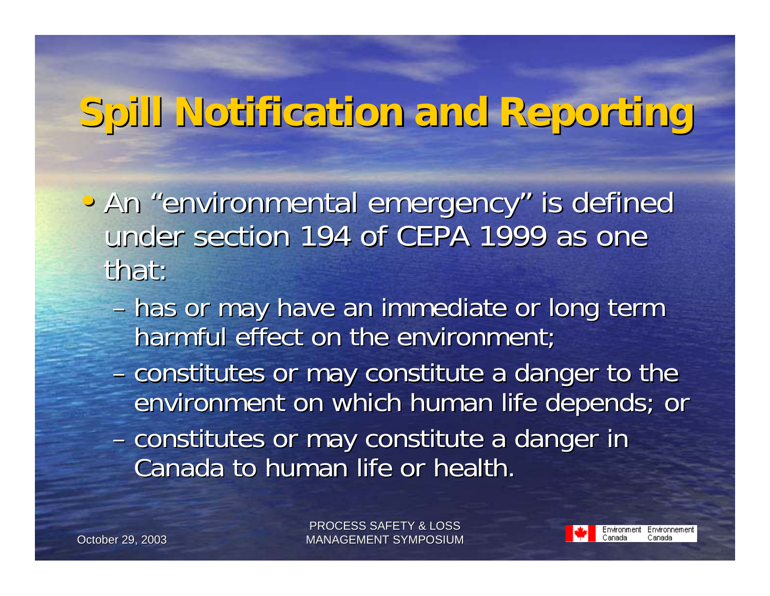# Spill Notification and Reporting

- An "environmental emergency" is defined under section 194 of CEPA 1999 as one that:
  - has or may have an immediate or long term harmful effect on the environment;
  - constitutes or may constitute a danger to the environment on which human life depends; or
  - constitutes or may constitute a danger in Canada to human life or health.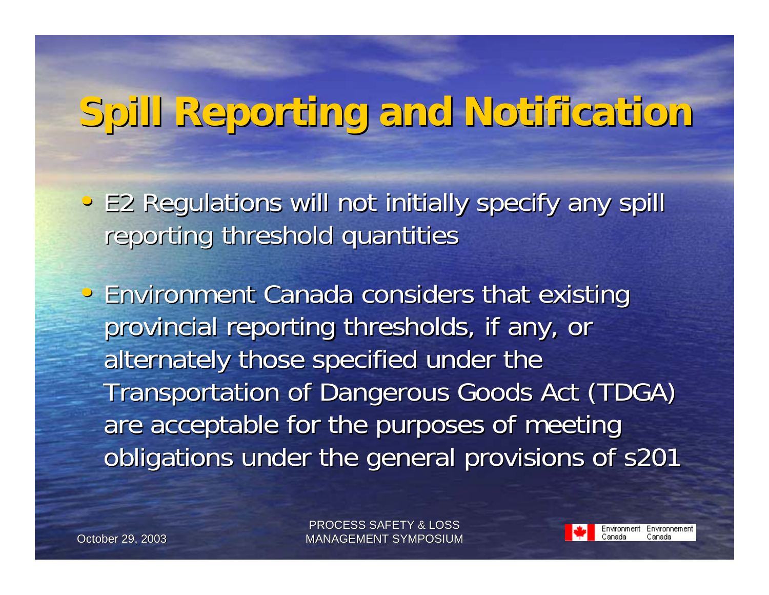# Spill Reporting and Notification

- E2 Regulations will not initially specify any spill reporting threshold quantities
- Environment Canada considers that existing provincial reporting thresholds, if any, or alternately those specified under the Transportation of Dangerous Goods Act (TDGA) are acceptable for the purposes of meeting obligations under the general provisions of s201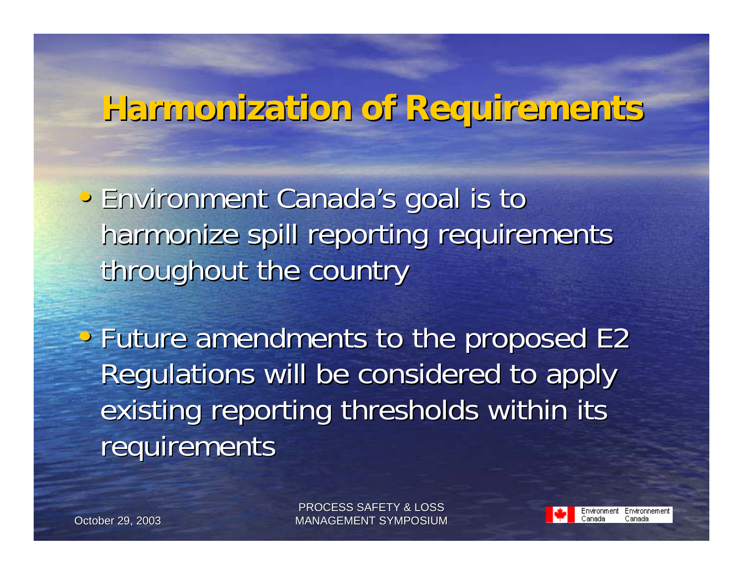# Harmonization of Requirements

- Environment Canada's goal is to harmonize spill reporting requirements throughout the country

- Future amendments to the proposed E2 Regulations will be considered to apply existing reporting thresholds within its requirements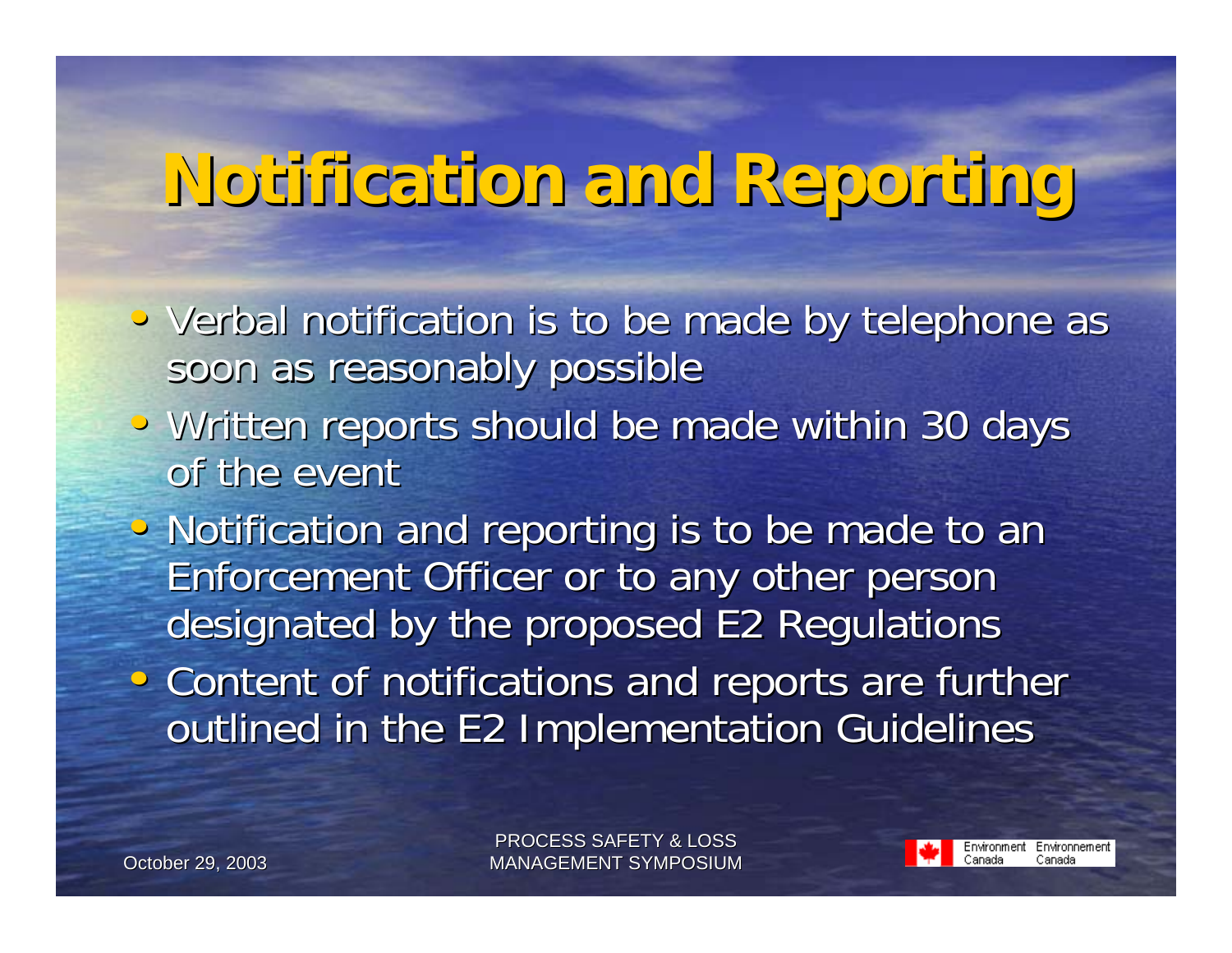# Notification and Reporting

- Verbal notification is to be made by telephone as soon as reasonably possible
- Written reports should be made within 30 days of the event
- Notification and reporting is to be made to an Enforcement Officer or to any other person designated by the proposed E2 Regulations
- Content of notifications and reports are further outlined in the E2 Implementation Guidelines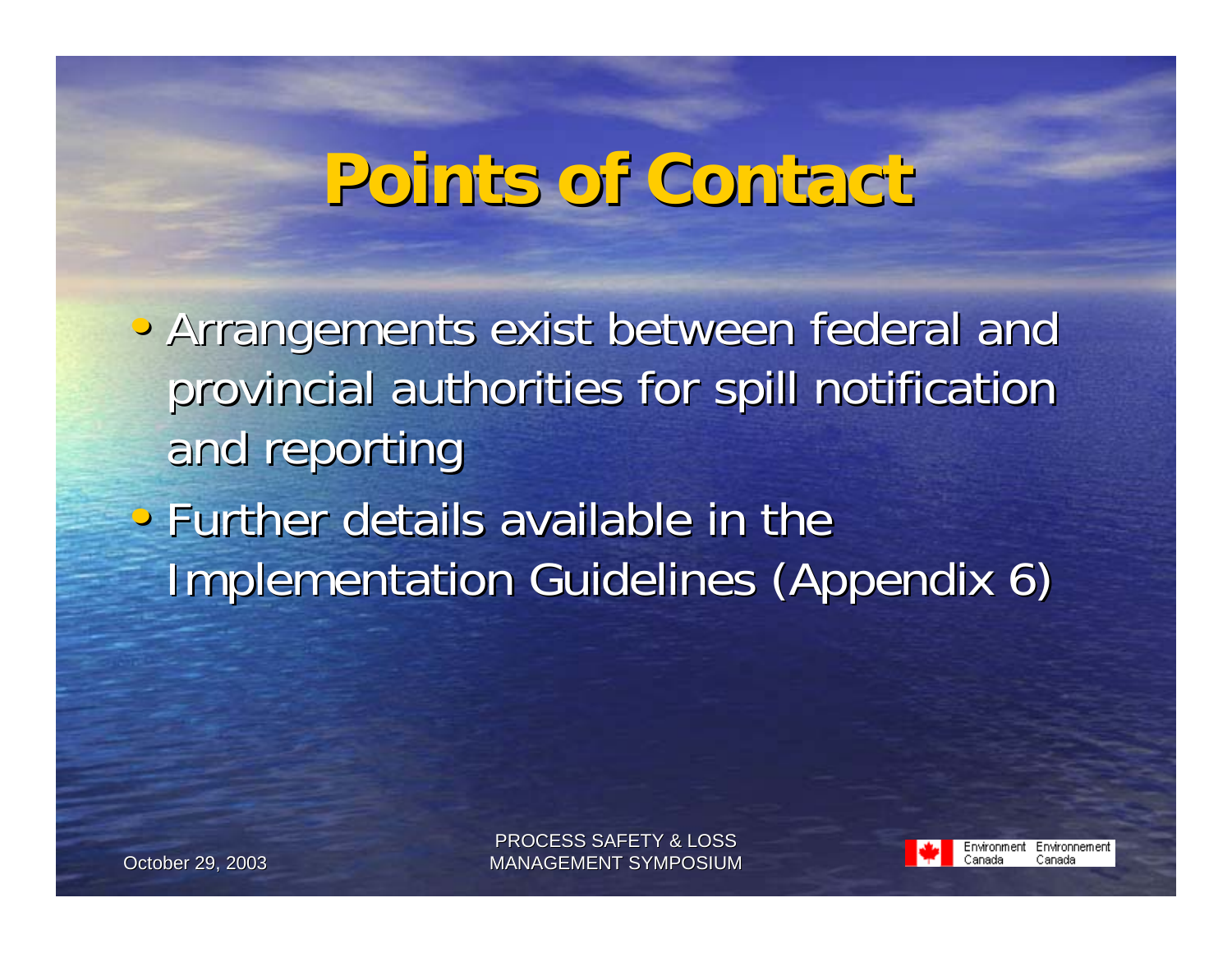# Points of Contact

- Arrangements exist between federal and provincial authorities for spill notification and reporting
- Further details available in the Implementation Guidelines (Appendix 6)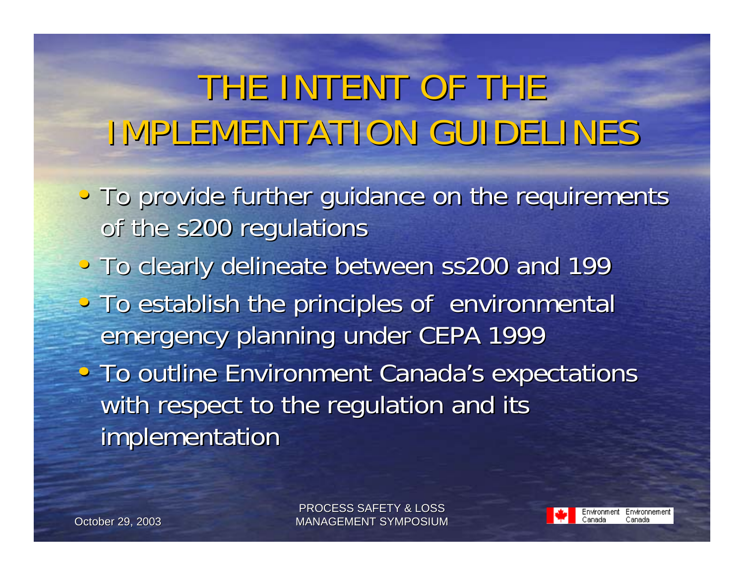# THE INTENT OF THE IMPLEMENTATION GUIDELINES

- To provide further guidance on the requirements of the s200 regulations
- To clearly delineate between ss200 and 199
- To establish the principles of environmental emergency planning under CEPA 1999
- To outline Environment Canada's expectations with respect to the regulation and its implementation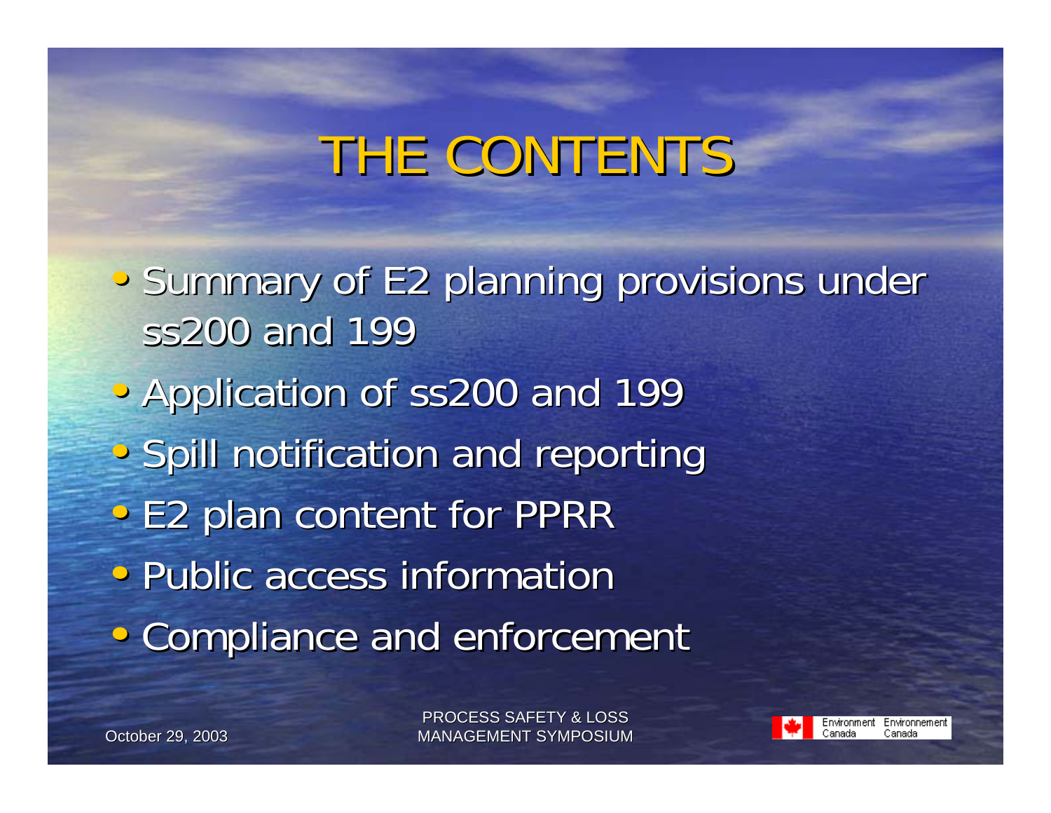# THE CONTENTS

- Summary of E2 planning provisions under ss200 and 199
- Application of ss200 and 199
- Spill notification and reporting
- E2 plan content for PPRR
- Public access information
- Compliance and enforcement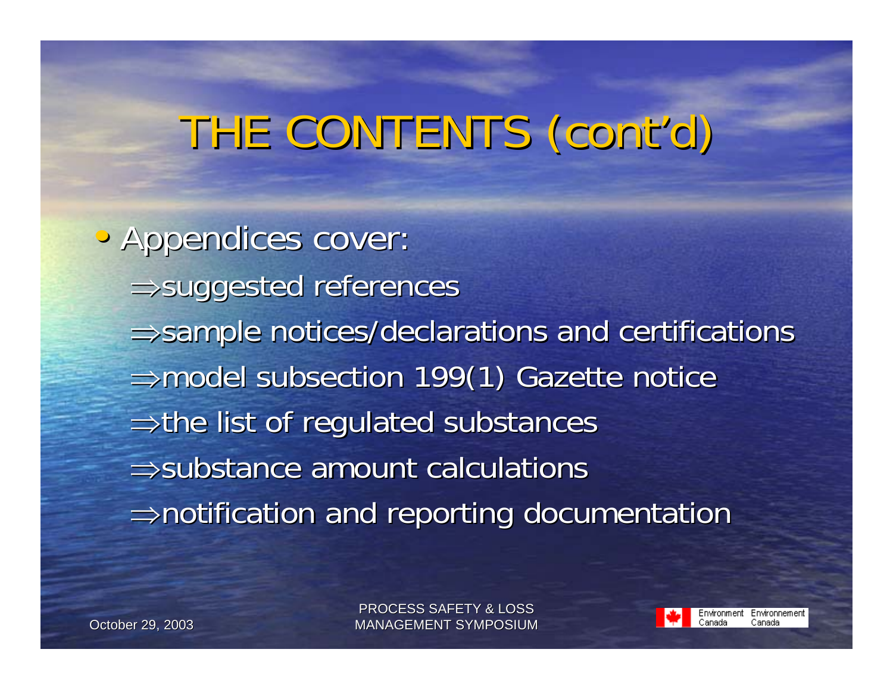# THE CONTENTS (cont'd)

- Appendices cover:
  - ⇒suggested references
  - ⇒sample notices/declarations and certifications
  - ⇒model subsection 199(1) Gazette notice
  - ⇒the list of regulated substances
  - ⇒substance amount calculations
  - ⇒notification and reporting documentation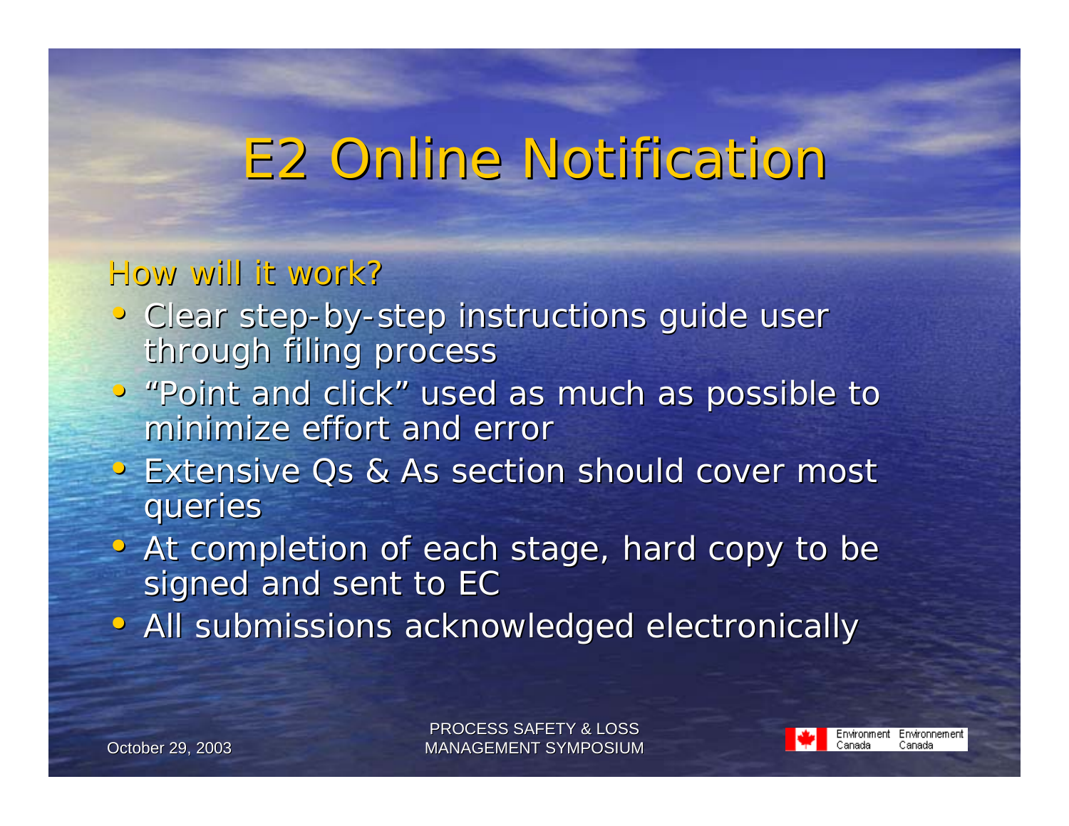# E2 Online Notification

How will it work?

- Clear step-by-step instructions guide user through filing process
- "Point and click" used as much as possible to minimize effort and error
- Extensive Qs & As section should cover most queries
- At completion of each stage, hard copy to be signed and sent to EC
- All submissions acknowledged electronically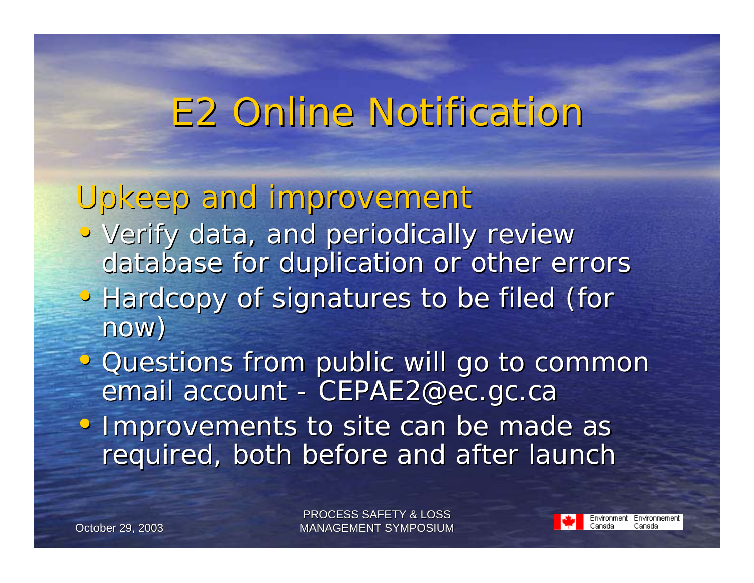# E2 Online Notification

## Upkeep and improvement

- Verify data, and periodically review database for duplication or other errors
- Hardcopy of signatures to be filed (for now)
- Questions from public will go to common email account - CEPAE2@ec.gc.ca
- Improvements to site can be made as required, both before and after launch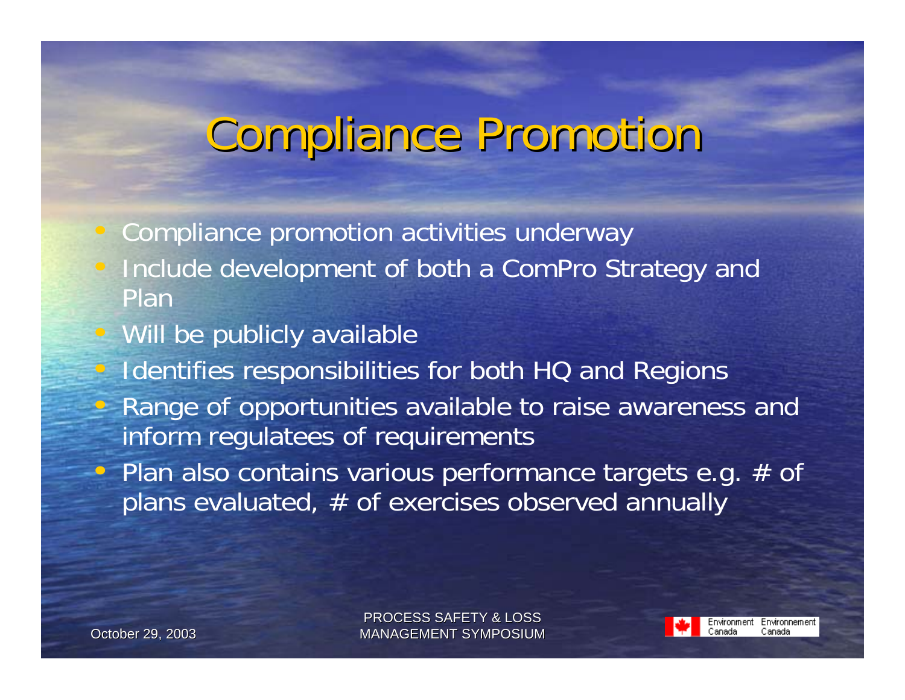# Compliance Promotion

- Compliance promotion activities underway
- Include development of both a ComPro Strategy and Plan
- Will be publicly available
- Identifies responsibilities for both HQ and Regions
- Range of opportunities available to raise awareness and inform regulatees of requirements
- Plan also contains various performance targets e.g. # of plans evaluated, # of exercises observed annually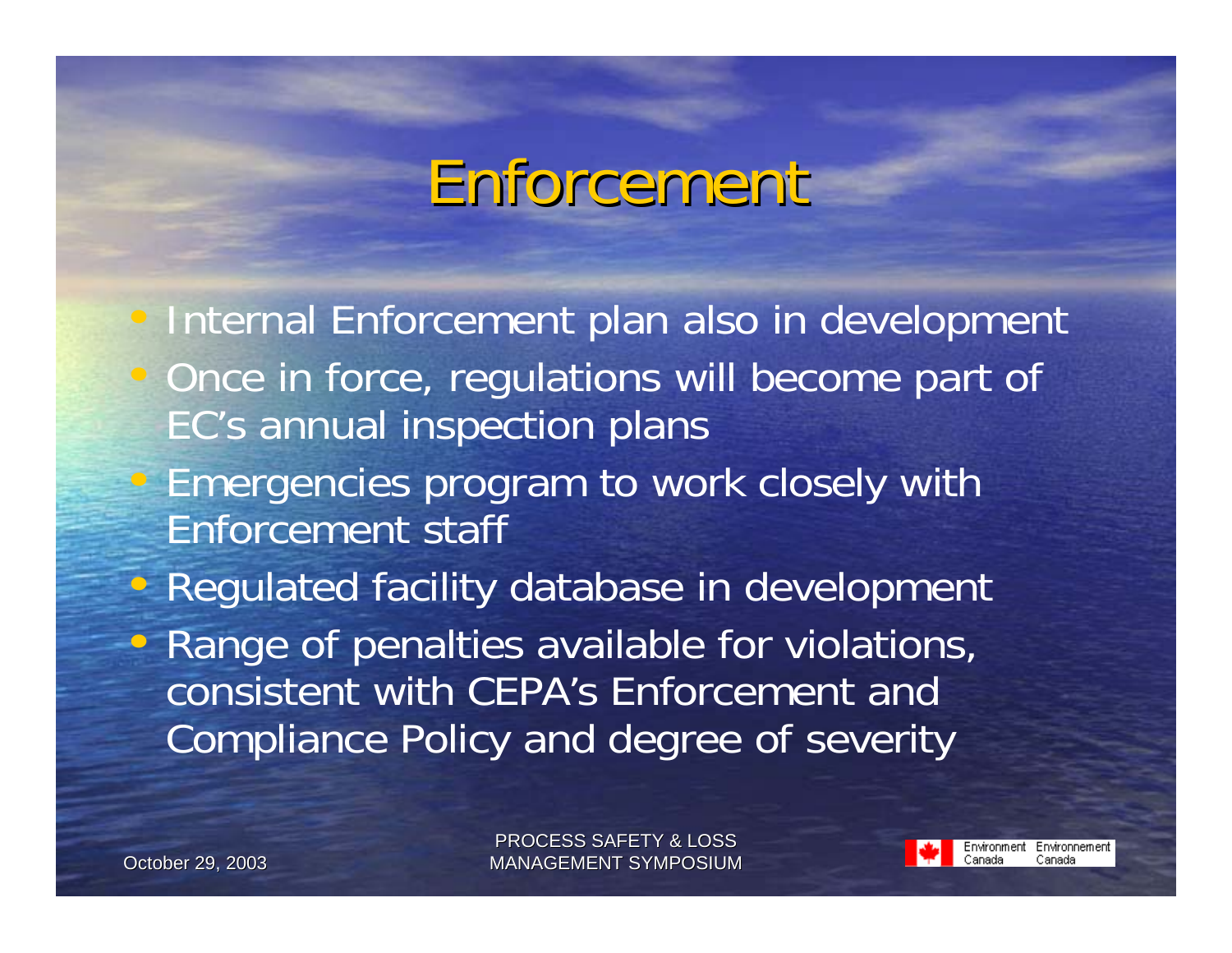# Enforcement

- Internal Enforcement plan also in development
- Once in force, regulations will become part of EC's annual inspection plans
- Emergencies program to work closely with Enforcement staff
- Regulated facility database in development
- Range of penalties available for violations, consistent with CEPA's Enforcement and Compliance Policy and degree of severity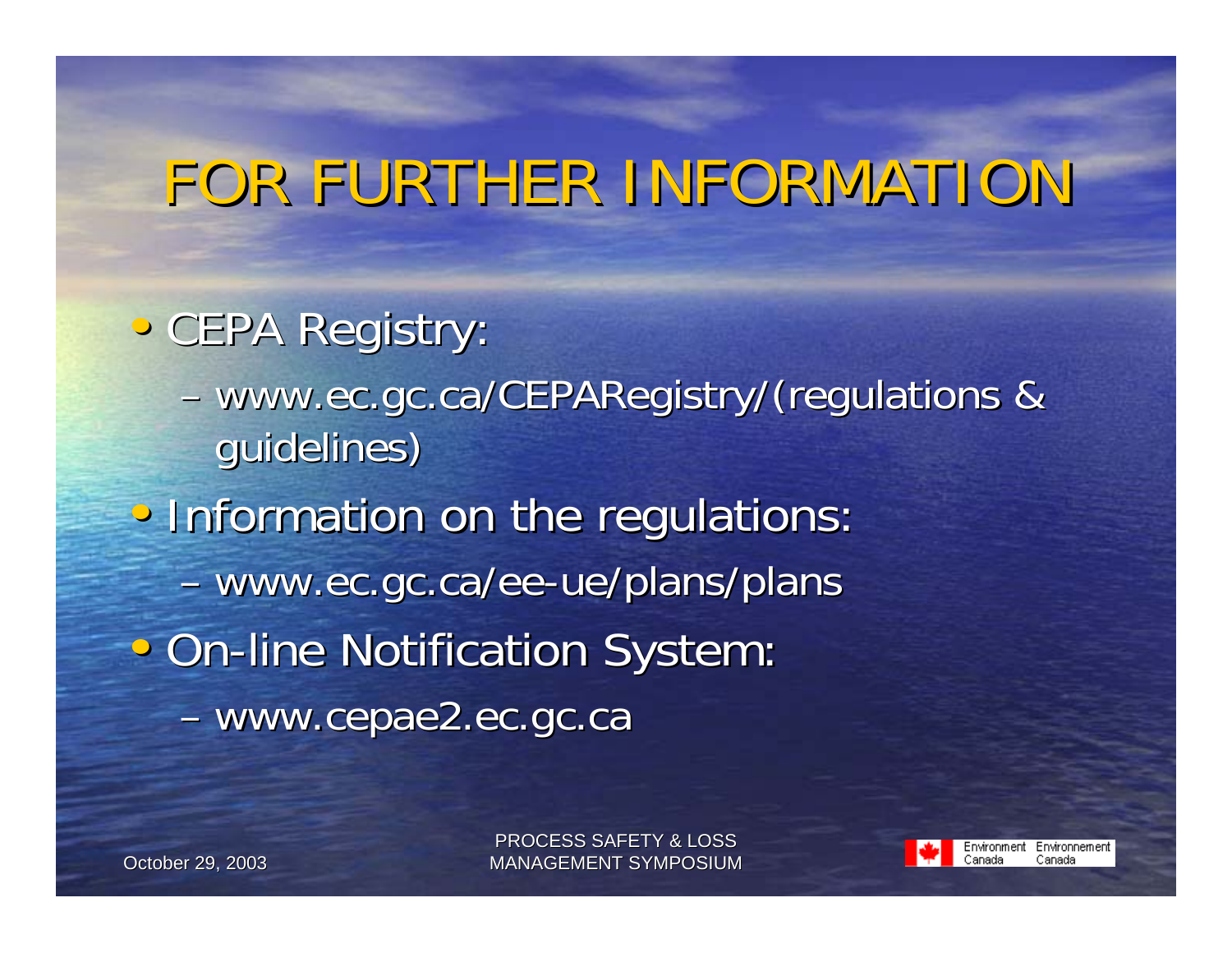# FOR FURTHER INFORMATION

- CEPA Registry:
  - www.ec.gc.ca/CEPARegistry/(regulations & guidelines)
- Information on the regulations:
  - www.ec.gc.ca/ee-ue/plans/plans
- On-line Notification System:
  - www.cepae2.ec.gc.ca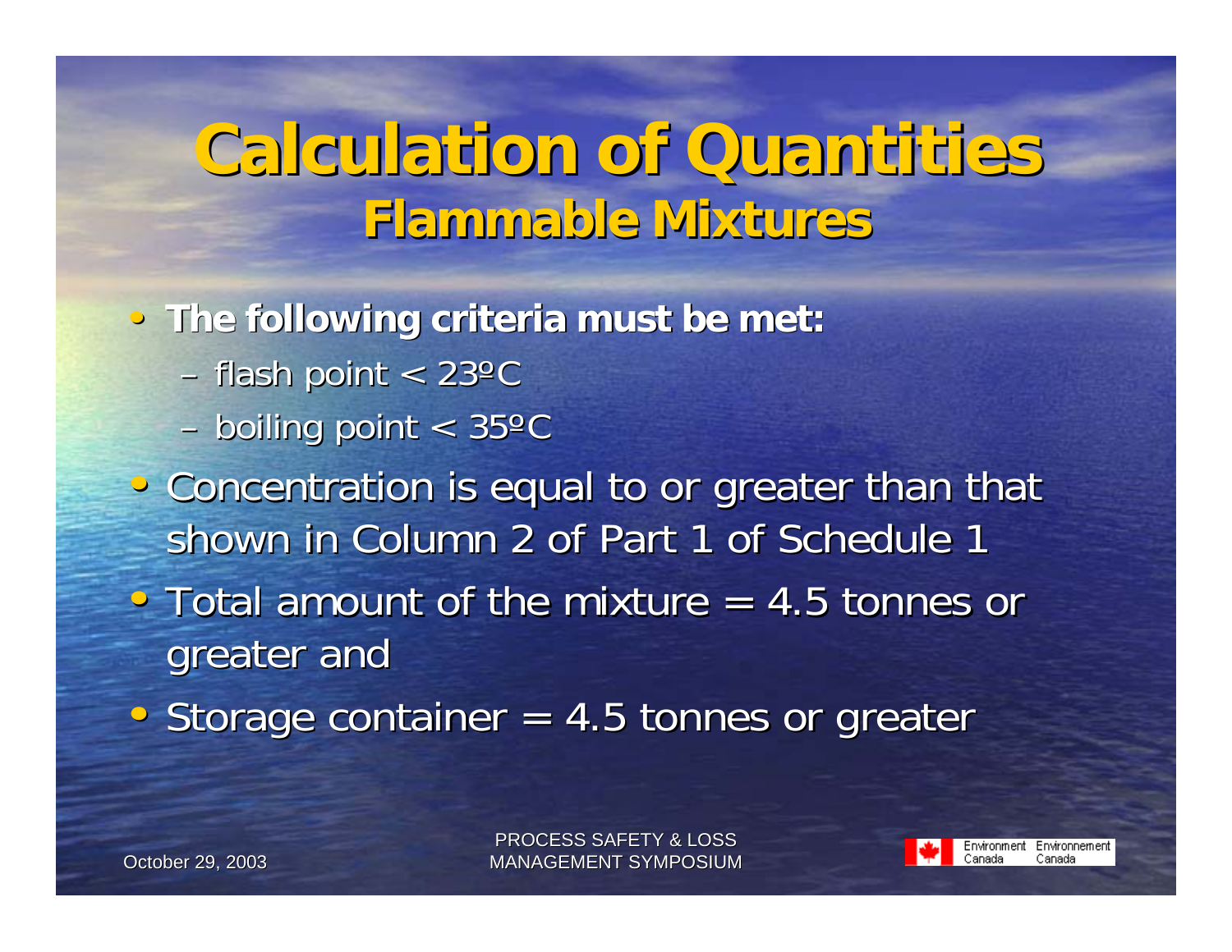# Calculation of Quantities

## Flammable Mixtures

- **The following criteria must be met:**
  - flash point < 23ºC
  - boiling point < 35ºC
- Concentration is equal to or greater than that shown in Column 2 of Part 1 of Schedule 1
- Total amount of the mixture = 4.5 tonnes or greater and
- Storage container = 4.5 tonnes or greater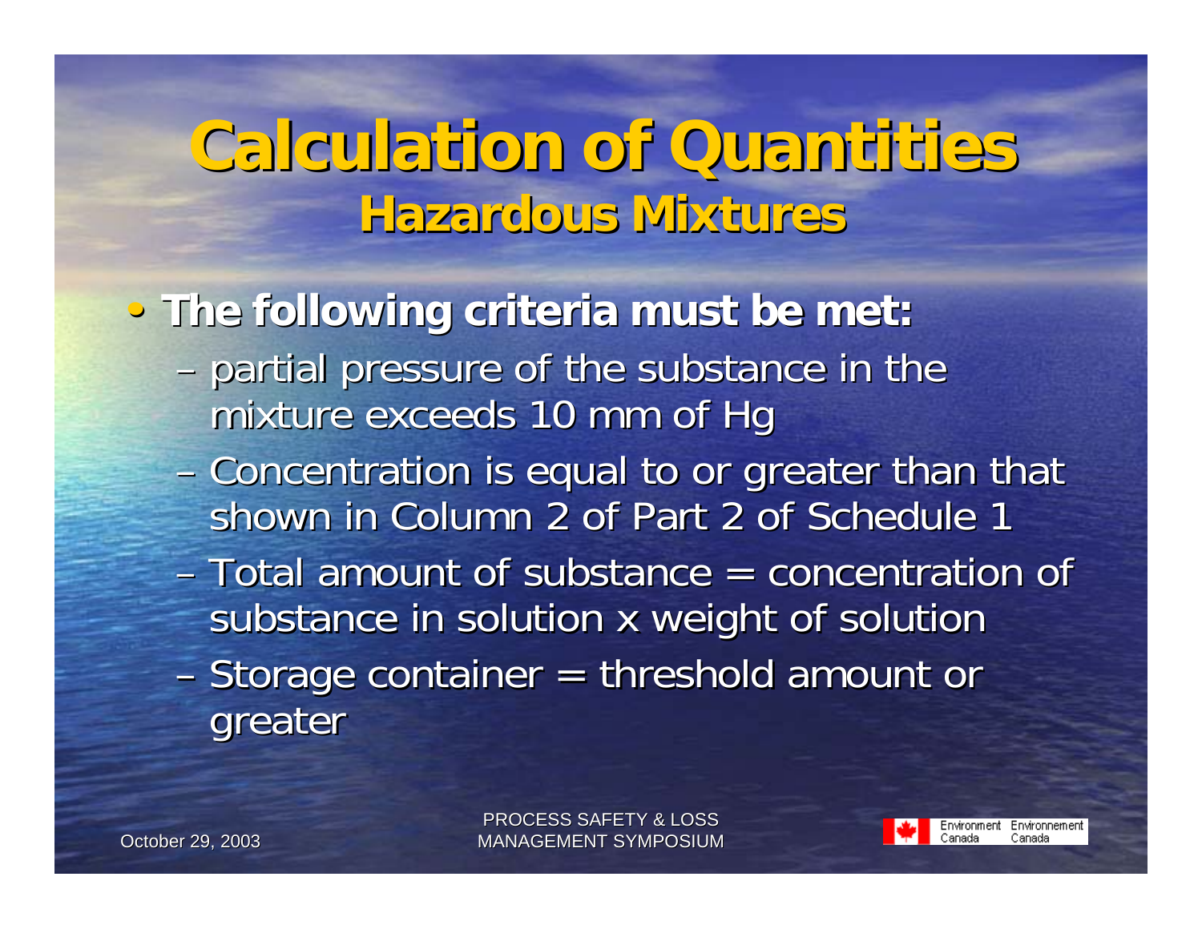# Calculation of Quantities

## Hazardous Mixtures

- **The following criteria must be met:**
  - partial pressure of the substance in the mixture exceeds 10 mm of Hg
  - Concentration is equal to or greater than that shown in Column 2 of Part 2 of Schedule 1
  - Total amount of substance = concentration of substance in solution x weight of solution
  - Storage container = threshold amount or greater